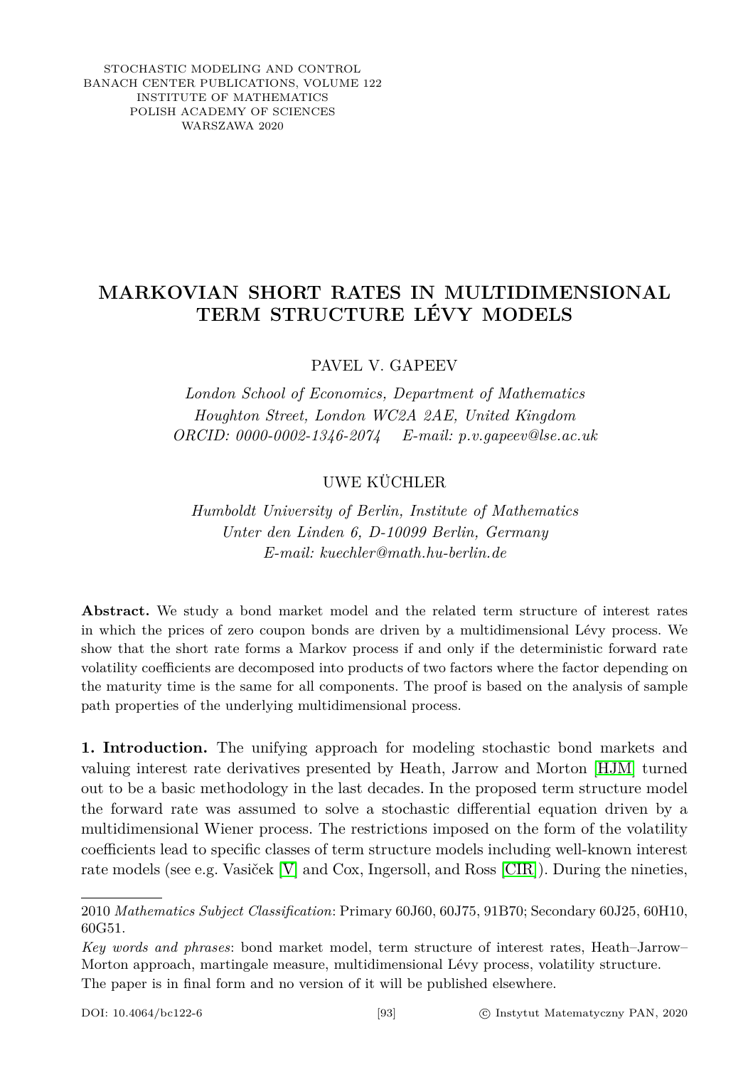STOCHASTIC MODELING AND CONTROL
BANACH CENTER PUBLICATIONS, VOLUME 122
INSTITUTE OF MATHEMATICS
POLISH ACADEMY OF SCIENCES
WARSZAWA 2020

# MARKOVIAN SHORT RATES IN MULTIDIMENSIONAL TERM STRUCTURE LÉVY MODELS

PAVEL V. GAPEEV

*London School of Economics, Department of Mathematics*
*Houghton Street, London WC2A 2AE, United Kingdom*
*ORCID: 0000-0002-1346-2074 E-mail: p.v.gapeev@lse.ac.uk*

UWE KÜCHLER

*Humboldt University of Berlin, Institute of Mathematics*
*Unter den Linden 6, D-10099 Berlin, Germany*
*E-mail: kuechler@math.hu-berlin.de*

**Abstract.** We study a bond market model and the related term structure of interest rates in which the prices of zero coupon bonds are driven by a multidimensional Lévy process. We show that the short rate forms a Markov process if and only if the deterministic forward rate volatility coefficients are decomposed into products of two factors where the factor depending on the maturity time is the same for all components. The proof is based on the analysis of sample path properties of the underlying multidimensional process.

**1. Introduction.** The unifying approach for modeling stochastic bond markets and valuing interest rate derivatives presented by Heath, Jarrow and Morton [HJM] turned out to be a basic methodology in the last decades. In the proposed term structure model the forward rate was assumed to solve a stochastic differential equation driven by a multidimensional Wiener process. The restrictions imposed on the form of the volatility coefficients lead to specific classes of term structure models including well-known interest rate models (see e.g. Vasiček [V] and Cox, Ingersoll, and Ross [CIR]). During the nineties,

---

2010 *Mathematics Subject Classification*: Primary 60J60, 60J75, 91B70; Secondary 60J25, 60H10, 60G51.

*Key words and phrases*: bond market model, term structure of interest rates, Heath–Jarrow–Morton approach, martingale measure, multidimensional Lévy process, volatility structure.

The paper is in final form and no version of it will be published elsewhere.

DOI: 10.4064/bc122-6 © Instytut Matematyczny PAN, 2020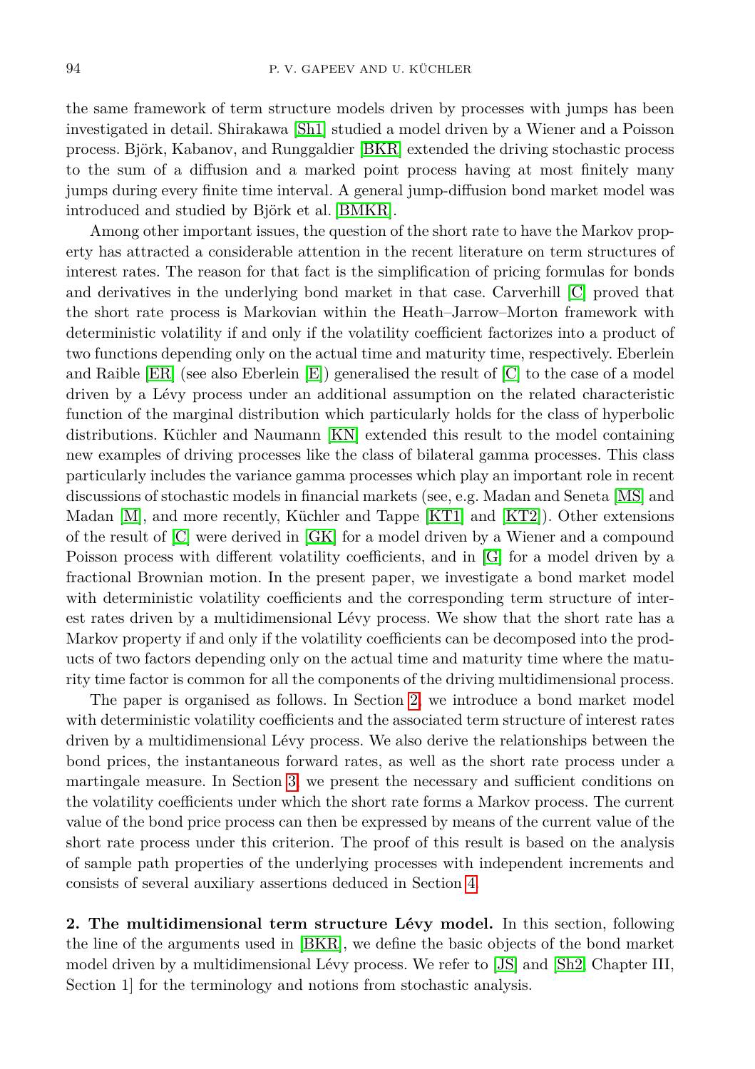the same framework of term structure models driven by processes with jumps has been investigated in detail. Shirakawa [Sh1] studied a model driven by a Wiener and a Poisson process. Björk, Kabanov, and Runggaldier [BKR] extended the driving stochastic process to the sum of a diffusion and a marked point process having at most finitely many jumps during every finite time interval. A general jump-diffusion bond market model was introduced and studied by Björk et al. [BMKR].

Among other important issues, the question of the short rate to have the Markov property has attracted a considerable attention in the recent literature on term structures of interest rates. The reason for that fact is the simplification of pricing formulas for bonds and derivatives in the underlying bond market in that case. Carverhill [C] proved that the short rate process is Markovian within the Heath–Jarrow–Morton framework with deterministic volatility if and only if the volatility coefficient factorizes into a product of two functions depending only on the actual time and maturity time, respectively. Eberlein and Raible [ER] (see also Eberlein [E]) generalised the result of [C] to the case of a model driven by a Lévy process under an additional assumption on the related characteristic function of the marginal distribution which particularly holds for the class of hyperbolic distributions. Küchler and Naumann [KN] extended this result to the model containing new examples of driving processes like the class of bilateral gamma processes. This class particularly includes the variance gamma processes which play an important role in recent discussions of stochastic models in financial markets (see, e.g. Madan and Seneta [MS] and Madan [M], and more recently, Küchler and Tappe [KT1] and [KT2]). Other extensions of the result of [C] were derived in [GK] for a model driven by a Wiener and a compound Poisson process with different volatility coefficients, and in [G] for a model driven by a fractional Brownian motion. In the present paper, we investigate a bond market model with deterministic volatility coefficients and the corresponding term structure of interest rates driven by a multidimensional Lévy process. We show that the short rate has a Markov property if and only if the volatility coefficients can be decomposed into the products of two factors depending only on the actual time and maturity time where the maturity time factor is common for all the components of the driving multidimensional process.

The paper is organised as follows. In Section 2, we introduce a bond market model with deterministic volatility coefficients and the associated term structure of interest rates driven by a multidimensional Lévy process. We also derive the relationships between the bond prices, the instantaneous forward rates, as well as the short rate process under a martingale measure. In Section 3, we present the necessary and sufficient conditions on the volatility coefficients under which the short rate forms a Markov process. The current value of the bond price process can then be expressed by means of the current value of the short rate process under this criterion. The proof of this result is based on the analysis of sample path properties of the underlying processes with independent increments and consists of several auxiliary assertions deduced in Section 4.

**2. The multidimensional term structure Lévy model.** In this section, following the line of the arguments used in [BKR], we define the basic objects of the bond market model driven by a multidimensional Lévy process. We refer to [JS] and [Sh2, Chapter III, Section 1] for the terminology and notions from stochastic analysis.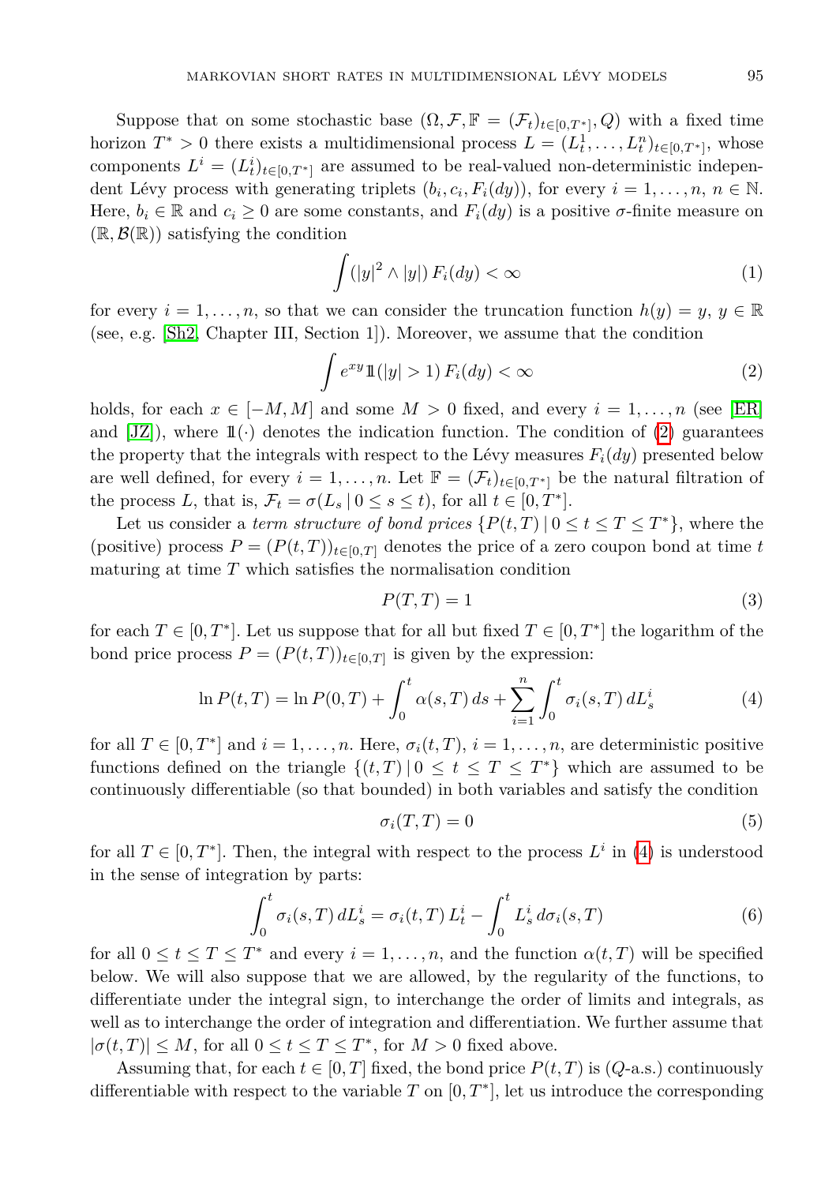Suppose that on some stochastic base $(\Omega, \mathcal{F}, \mathbb{F} = (\mathcal{F}_t)_{t \in [0,T^*]}, Q)$ with a fixed time horizon $T^* > 0$ there exists a multidimensional process $L = (L_t^1, \dots, L_t^n)_{t \in [0,T^*]}$, whose components $L^i = (L_t^i)_{t \in [0,T^*]}$ are assumed to be real-valued non-deterministic independent Lévy process with generating triplets $(b_i, c_i, F_i(dy))$, for every $i = 1, \dots, n$, $n \in \mathbb{N}$. Here, $b_i \in \mathbb{R}$ and $c_i \geq 0$ are some constants, and $F_i(dy)$ is a positive $\sigma$-finite measure on $(\mathbb{R}, \mathcal{B}(\mathbb{R}))$ satisfying the condition

$$\int (|y|^2 \wedge |y|) \, F_i(dy) < \infty \tag{1}$$

for every $i = 1, \dots, n$, so that we can consider the truncation function $h(y) = y$, $y \in \mathbb{R}$ (see, e.g. [Sh2, Chapter III, Section 1]). Moreover, we assume that the condition

$$\int e^{xy} \mathbb{1}(|y| > 1) \, F_i(dy) < \infty \tag{2}$$

holds, for each $x \in [-M, M]$ and some $M > 0$ fixed, and every $i = 1, \dots, n$ (see [ER] and [JZ]), where $\mathbb{1}(\cdot)$ denotes the indication function. The condition of (2) guarantees the property that the integrals with respect to the Lévy measures $F_i(dy)$ presented below are well defined, for every $i = 1, \dots, n$. Let $\mathbb{F} = (\mathcal{F}_t)_{t \in [0,T^*]}$ be the natural filtration of the process $L$, that is, $\mathcal{F}_t = \sigma(L_s \,|\, 0 \leq s \leq t)$, for all $t \in [0, T^*]$.

Let us consider a *term structure of bond prices* $\{P(t,T) \,|\, 0 \leq t \leq T \leq T^*\}$, where the (positive) process $P = (P(t,T))_{t \in [0,T]}$ denotes the price of a zero coupon bond at time $t$ maturing at time $T$ which satisfies the normalisation condition

$$P(T,T) = 1 \tag{3}$$

for each $T \in [0, T^*]$. Let us suppose that for all but fixed $T \in [0, T^*]$ the logarithm of the bond price process $P = (P(t,T))_{t \in [0,T]}$ is given by the expression:

$$\ln P(t,T) = \ln P(0,T) + \int_0^t \alpha(s,T) \, ds + \sum_{i=1}^n \int_0^t \sigma_i(s,T) \, dL_s^i \tag{4}$$

for all $T \in [0, T^*]$ and $i = 1, \dots, n$. Here, $\sigma_i(t,T)$, $i = 1, \dots, n$, are deterministic positive functions defined on the triangle $\{(t,T) \,|\, 0 \leq t \leq T \leq T^*\}$ which are assumed to be continuously differentiable (so that bounded) in both variables and satisfy the condition

$$\sigma_i(T,T) = 0 \tag{5}$$

for all $T \in [0, T^*]$. Then, the integral with respect to the process $L^i$ in (4) is understood in the sense of integration by parts:

$$\int_0^t \sigma_i(s,T) \, dL_s^i = \sigma_i(t,T) \, L_t^i - \int_0^t L_s^i \, d\sigma_i(s,T) \tag{6}$$

for all $0 \leq t \leq T \leq T^*$ and every $i = 1, \dots, n$, and the function $\alpha(t,T)$ will be specified below. We will also suppose that we are allowed, by the regularity of the functions, to differentiate under the integral sign, to interchange the order of limits and integrals, as well as to interchange the order of integration and differentiation. We further assume that $|\sigma(t,T)| \leq M$, for all $0 \leq t \leq T \leq T^*$, for $M > 0$ fixed above.

Assuming that, for each $t \in [0,T]$ fixed, the bond price $P(t,T)$ is ($Q$-a.s.) continuously differentiable with respect to the variable $T$ on $[0, T^*]$, let us introduce the corresponding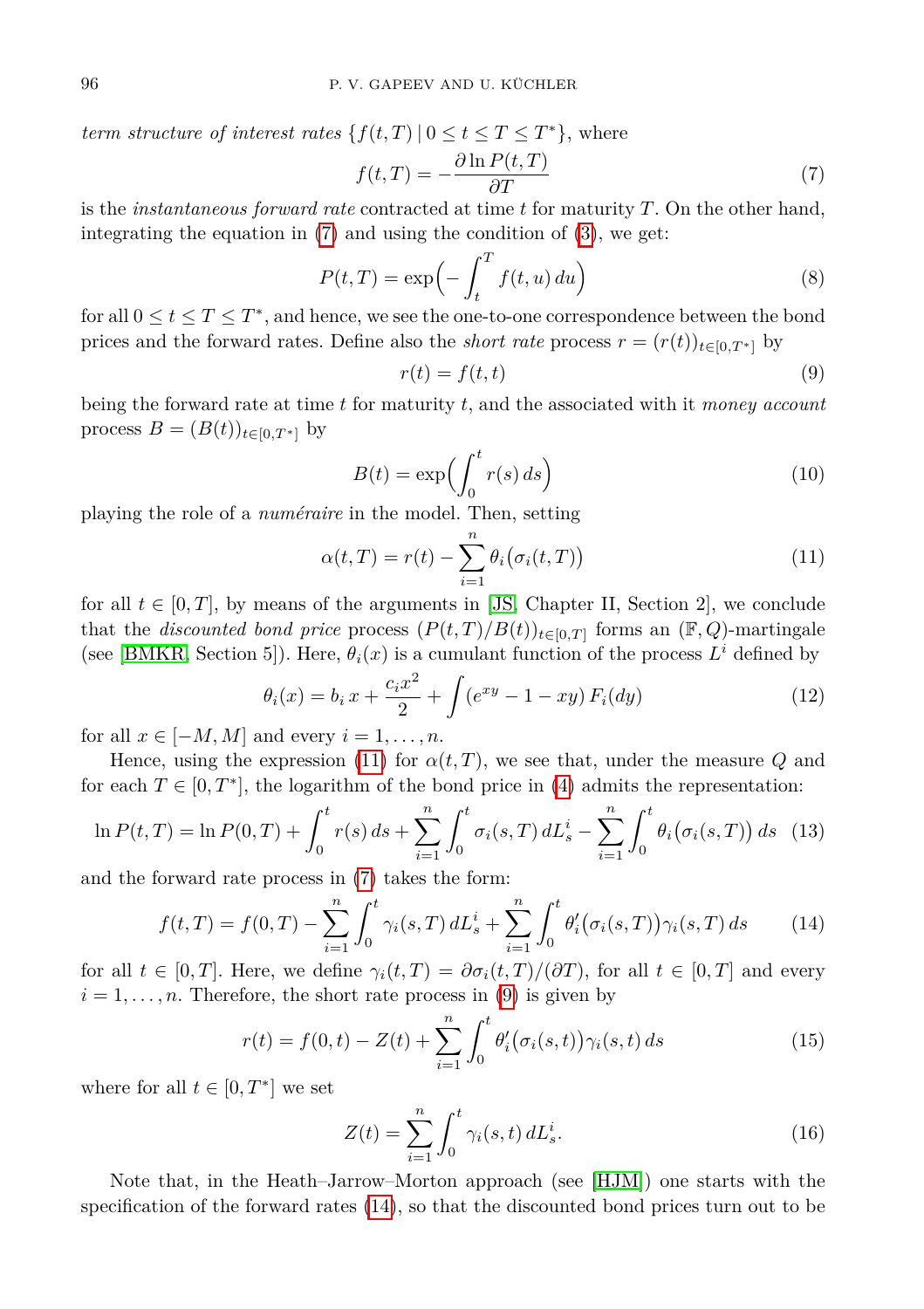*term structure of interest rates* $\{f(t,T) \,|\, 0 \le t \le T \le T^*\}$, where

$$f(t,T) = -\frac{\partial \ln P(t,T)}{\partial T} \tag{7}$$

is the *instantaneous forward rate* contracted at time $t$ for maturity $T$. On the other hand, integrating the equation in (7) and using the condition of (3), we get:

$$P(t,T) = \exp\Big( - \int_t^T f(t,u)\, du \Big) \tag{8}$$

for all $0 \le t \le T \le T^*$, and hence, we see the one-to-one correspondence between the bond prices and the forward rates. Define also the *short rate* process $r = (r(t))_{t \in [0,T^*]}$ by

$$r(t) = f(t,t) \tag{9}$$

being the forward rate at time $t$ for maturity $t$, and the associated with it *money account* process $B = (B(t))_{t \in [0,T^*]}$ by

$$B(t) = \exp\Big( \int_0^t r(s)\, ds \Big) \tag{10}$$

playing the role of a *numéraire* in the model. Then, setting

$$\alpha(t,T) = r(t) - \sum_{i=1}^n \theta_i\big(\sigma_i(t,T)\big) \tag{11}$$

for all $t \in [0,T]$, by means of the arguments in [JS, Chapter II, Section 2], we conclude that the *discounted bond price* process $(P(t,T)/B(t))_{t \in [0,T]}$ forms an $(\mathbb{F}, Q)$-martingale (see [BMKR, Section 5]). Here, $\theta_i(x)$ is a cumulant function of the process $L^i$ defined by

$$\theta_i(x) = b_i\, x + \frac{c_i x^2}{2} + \int (e^{xy} - 1 - xy)\, F_i(dy) \tag{12}$$

for all $x \in [-M, M]$ and every $i = 1, \ldots, n$.

Hence, using the expression (11) for $\alpha(t,T)$, we see that, under the measure $Q$ and for each $T \in [0, T^*]$, the logarithm of the bond price in (4) admits the representation:

$$\ln P(t,T) = \ln P(0,T) + \int_0^t r(s)\, ds + \sum_{i=1}^n \int_0^t \sigma_i(s,T)\, dL^i_s - \sum_{i=1}^n \int_0^t \theta_i\big(\sigma_i(s,T)\big)\, ds \tag{13}$$

and the forward rate process in (7) takes the form:

$$f(t,T) = f(0,T) - \sum_{i=1}^n \int_0^t \gamma_i(s,T)\, dL^i_s + \sum_{i=1}^n \int_0^t \theta_i'\big(\sigma_i(s,T)\big) \gamma_i(s,T)\, ds \tag{14}$$

for all $t \in [0,T]$. Here, we define $\gamma_i(t,T) = \partial \sigma_i(t,T)/(\partial T)$, for all $t \in [0,T]$ and every $i = 1, \ldots, n$. Therefore, the short rate process in (9) is given by

$$r(t) = f(0,t) - Z(t) + \sum_{i=1}^n \int_0^t \theta_i'\big(\sigma_i(s,t)\big) \gamma_i(s,t)\, ds \tag{15}$$

where for all $t \in [0, T^*]$ we set

$$Z(t) = \sum_{i=1}^n \int_0^t \gamma_i(s,t)\, dL^i_s. \tag{16}$$

Note that, in the Heath–Jarrow–Morton approach (see [HJM]) one starts with the specification of the forward rates (14), so that the discounted bond prices turn out to be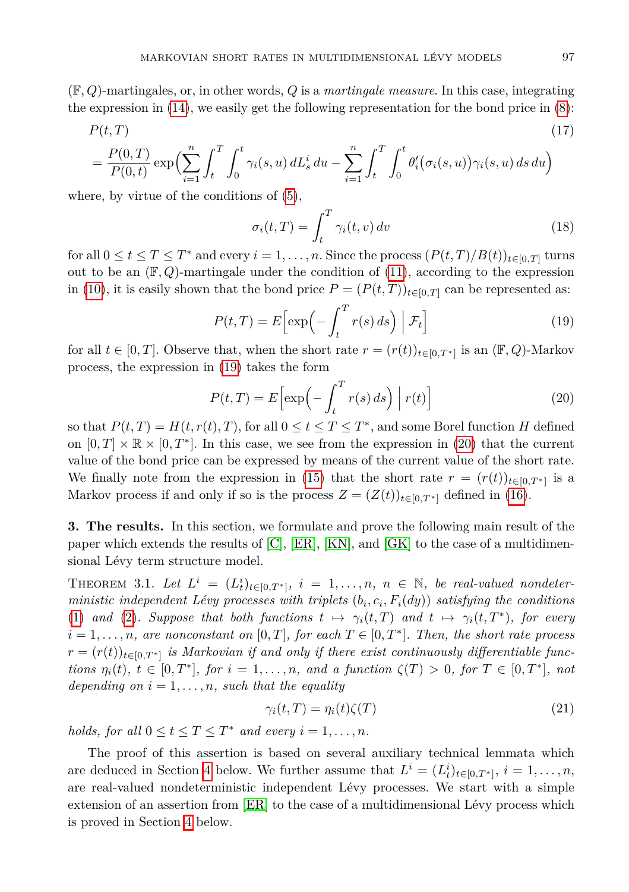$(\mathbb{F}, Q)$-martingales, or, in other words, $Q$ is a *martingale measure*. In this case, integrating the expression in (14), we easily get the following representation for the bond price in (8):

$$P(t,T) \tag{17}$$
$$= \frac{P(0,T)}{P(0,t)} \exp\Big( \sum_{i=1}^n \int_t^T \int_0^t \gamma_i(s,u)\, dL_s^i \, du - \sum_{i=1}^n \int_t^T \int_0^t \theta_i'\big(\sigma_i(s,u)\big) \gamma_i(s,u)\, ds\, du \Big)$$

where, by virtue of the conditions of (5),

$$\sigma_i(t,T) = \int_t^T \gamma_i(t,v)\, dv \tag{18}$$

for all $0 \le t \le T \le T^*$ and every $i = 1, \ldots, n$. Since the process $(P(t,T)/B(t))_{t \in [0,T]}$ turns out to be an $(\mathbb{F}, Q)$-martingale under the condition of (11), according to the expression in (10), it is easily shown that the bond price $P = (P(t,T))_{t\in[0,T]}$ can be represented as:

$$P(t,T) = E\Big[ \exp\Big( - \int_t^T r(s)\, ds \Big) \,\Big|\, \mathcal{F}_t \Big] \tag{19}$$

for all $t \in [0,T]$. Observe that, when the short rate $r = (r(t))_{t \in [0,T^*]}$ is an $(\mathbb{F}, Q)$-Markov process, the expression in (19) takes the form

$$P(t,T) = E\Big[ \exp\Big( - \int_t^T r(s)\, ds \Big) \,\Big|\, r(t) \Big] \tag{20}$$

so that $P(t,T) = H(t, r(t), T)$, for all $0 \le t \le T \le T^*$, and some Borel function $H$ defined on $[0,T] \times \mathbb{R} \times [0,T^*]$. In this case, we see from the expression in (20) that the current value of the bond price can be expressed by means of the current value of the short rate. We finally note from the expression in (15) that the short rate $r = (r(t))_{t\in[0,T^*]}$ is a Markov process if and only if so is the process $Z = (Z(t))_{t\in[0,T^*]}$ defined in (16).

**3. The results.** In this section, we formulate and prove the following main result of the paper which extends the results of [C], [ER], [KN], and [GK] to the case of a multidimensional Lévy term structure model.

THEOREM 3.1. *Let $L^i = (L_t^i)_{t\in[0,T^*]}$, $i = 1, \ldots, n$, $n \in \mathbb{N}$, be real-valued nondeterministic independent Lévy processes with triplets $(b_i, c_i, F_i(dy))$ satisfying the conditions (1) and (2). Suppose that both functions $t \mapsto \gamma_i(t,T)$ and $t \mapsto \gamma_i(t,T^*)$, for every $i = 1, \ldots, n$, are nonconstant on $[0,T]$, for each $T \in [0,T^*]$. Then, the short rate process $r = (r(t))_{t\in[0,T^*]}$ is Markovian if and only if there exist continuously differentiable functions $\eta_i(t)$, $t \in [0,T^*]$, for $i = 1, \ldots, n$, and a function $\zeta(T) > 0$, for $T \in [0,T^*]$, not depending on $i = 1, \ldots, n$, such that the equality*

$$\gamma_i(t,T) = \eta_i(t)\zeta(T) \tag{21}$$

*holds, for all $0 \le t \le T \le T^*$ and every $i = 1, \ldots, n$.*

The proof of this assertion is based on several auxiliary technical lemmata which are deduced in Section 4 below. We further assume that $L^i = (L_t^i)_{t\in[0,T^*]}$, $i = 1, \ldots, n$, are real-valued nondeterministic independent Lévy processes. We start with a simple extension of an assertion from [ER] to the case of a multidimensional Lévy process which is proved in Section 4 below.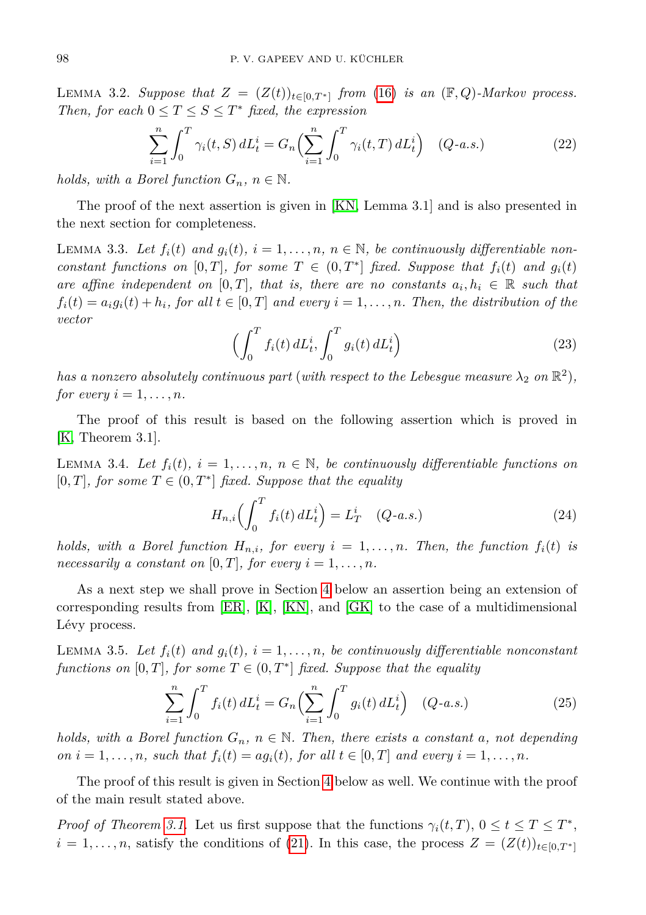LEMMA 3.2. *Suppose that $Z = (Z(t))_{t \in [0,T^*]}$ from (16) is an $(\mathbb{F}, Q)$-Markov process. Then, for each $0 \le T \le S \le T^*$ fixed, the expression*

$$\sum_{i=1}^{n} \int_0^T \gamma_i(t,S)\, dL_t^i = G_n\Big(\sum_{i=1}^{n} \int_0^T \gamma_i(t,T)\, dL_t^i\Big) \quad (Q\text{-a.s.}) \tag{22}$$

*holds, with a Borel function $G_n$, $n \in \mathbb{N}$.*

The proof of the next assertion is given in [KN, Lemma 3.1] and is also presented in the next section for completeness.

LEMMA 3.3. *Let $f_i(t)$ and $g_i(t)$, $i = 1, \ldots, n$, $n \in \mathbb{N}$, be continuously differentiable nonconstant functions on $[0,T]$, for some $T \in (0,T^*]$ fixed. Suppose that $f_i(t)$ and $g_i(t)$ are affine independent on $[0,T]$, that is, there are no constants $a_i, h_i \in \mathbb{R}$ such that $f_i(t) = a_i g_i(t) + h_i$, for all $t \in [0,T]$ and every $i = 1, \ldots, n$. Then, the distribution of the vector*

$$\Big(\int_0^T f_i(t)\, dL_t^i, \int_0^T g_i(t)\, dL_t^i\Big) \tag{23}$$

*has a nonzero absolutely continuous part (with respect to the Lebesgue measure $\lambda_2$ on $\mathbb{R}^2$), for every $i = 1, \ldots, n$.*

The proof of this result is based on the following assertion which is proved in [K, Theorem 3.1].

LEMMA 3.4. *Let $f_i(t)$, $i = 1, \ldots, n$, $n \in \mathbb{N}$, be continuously differentiable functions on $[0,T]$, for some $T \in (0,T^*]$ fixed. Suppose that the equality*

$$H_{n,i}\Big(\int_0^T f_i(t)\, dL_t^i\Big) = L_T^i \quad (Q\text{-a.s.}) \tag{24}$$

*holds, with a Borel function $H_{n,i}$, for every $i = 1, \ldots, n$. Then, the function $f_i(t)$ is necessarily a constant on $[0,T]$, for every $i = 1, \ldots, n$.*

As a next step we shall prove in Section 4 below an assertion being an extension of corresponding results from [ER], [K], [KN], and [GK] to the case of a multidimensional Lévy process.

LEMMA 3.5. *Let $f_i(t)$ and $g_i(t)$, $i = 1, \ldots, n$, be continuously differentiable nonconstant functions on $[0,T]$, for some $T \in (0,T^*]$ fixed. Suppose that the equality*

$$\sum_{i=1}^{n} \int_0^T f_i(t)\, dL_t^i = G_n\Big(\sum_{i=1}^{n} \int_0^T g_i(t)\, dL_t^i\Big) \quad (Q\text{-a.s.}) \tag{25}$$

*holds, with a Borel function $G_n$, $n \in \mathbb{N}$. Then, there exists a constant $a$, not depending on $i = 1, \ldots, n$, such that $f_i(t) = a g_i(t)$, for all $t \in [0,T]$ and every $i = 1, \ldots, n$.*

The proof of this result is given in Section 4 below as well. We continue with the proof of the main result stated above.

*Proof of Theorem 3.1.* Let us first suppose that the functions $\gamma_i(t,T)$, $0 \le t \le T \le T^*$, $i = 1, \ldots, n$, satisfy the conditions of (21). In this case, the process $Z = (Z(t))_{t \in [0,T^*]}$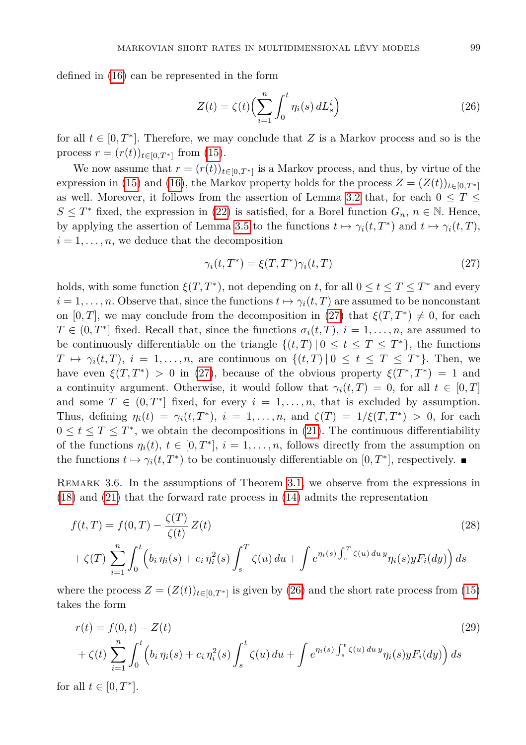defined in (16) can be represented in the form

$$Z(t) = \zeta(t)\Big(\sum_{i=1}^{n} \int_0^t \eta_i(s)\, dL_s^i\Big) \tag{26}$$

for all $t \in [0, T^*]$. Therefore, we may conclude that $Z$ is a Markov process and so is the process $r = (r(t))_{t\in[0,T^*]}$ from (15).

We now assume that $r = (r(t))_{t\in[0,T^*]}$ is a Markov process, and thus, by virtue of the expression in (15) and (16), the Markov property holds for the process $Z = (Z(t))_{t\in[0,T^*]}$ as well. Moreover, it follows from the assertion of Lemma 3.2 that, for each $0 \le T \le S \le T^*$ fixed, the expression in (22) is satisfied, for a Borel function $G_n$, $n \in \mathbb{N}$. Hence, by applying the assertion of Lemma 3.5 to the functions $t \mapsto \gamma_i(t, T^*)$ and $t \mapsto \gamma_i(t, T)$, $i = 1, \ldots, n$, we deduce that the decomposition

$$\gamma_i(t, T^*) = \xi(T, T^*)\gamma_i(t, T) \tag{27}$$

holds, with some function $\xi(T, T^*)$, not depending on $t$, for all $0 \le t \le T \le T^*$ and every $i = 1, \ldots, n$. Observe that, since the functions $t \mapsto \gamma_i(t, T)$ are assumed to be nonconstant on $[0, T]$, we may conclude from the decomposition in (27) that $\xi(T, T^*) \neq 0$, for each $T \in (0, T^*]$ fixed. Recall that, since the functions $\sigma_i(t, T)$, $i = 1, \ldots, n$, are assumed to be continuously differentiable on the triangle $\{(t, T)\,|\, 0 \le t \le T \le T^*\}$, the functions $T \mapsto \gamma_i(t, T)$, $i = 1, \ldots, n$, are continuous on $\{(t, T)\,|\, 0 \le t \le T \le T^*\}$. Then, we have even $\xi(T, T^*) > 0$ in (27), because of the obvious property $\xi(T^*, T^*) = 1$ and a continuity argument. Otherwise, it would follow that $\gamma_i(t, T) = 0$, for all $t \in [0, T]$ and some $T \in (0, T^*]$ fixed, for every $i = 1, \ldots, n$, that is excluded by assumption. Thus, defining $\eta_i(t) = \gamma_i(t, T^*)$, $i = 1, \ldots, n$, and $\zeta(T) = 1/\xi(T, T^*) > 0$, for each $0 \le t \le T \le T^*$, we obtain the decompositions in (21). The continuous differentiability of the functions $\eta_i(t)$, $t \in [0, T^*]$, $i = 1, \ldots, n$, follows directly from the assumption on the functions $t \mapsto \gamma_i(t, T^*)$ to be continuously differentiable on $[0, T^*]$, respectively. ∎

Remark 3.6. In the assumptions of Theorem 3.1, we observe from the expressions in (18) and (21) that the forward rate process in (14) admits the representation

$$\begin{aligned} f(t, T) &= f(0, T) - \frac{\zeta(T)}{\zeta(t)}\, Z(t) \\ &+ \zeta(T) \sum_{i=1}^{n} \int_0^t \Big( b_i\, \eta_i(s) + c_i\, \eta_i^2(s) \int_s^T \zeta(u)\, du + \int e^{\eta_i(s) \int_s^T \zeta(u)\, du\, y} \eta_i(s) y F_i(dy) \Big)\, ds \end{aligned} \tag{28}$$

where the process $Z = (Z(t))_{t\in[0,T^*]}$ is given by (26) and the short rate process from (15) takes the form

$$\begin{aligned} r(t) &= f(0, t) - Z(t) \\ &+ \zeta(t) \sum_{i=1}^{n} \int_0^t \Big( b_i\, \eta_i(s) + c_i\, \eta_i^2(s) \int_s^t \zeta(u)\, du + \int e^{\eta_i(s) \int_s^t \zeta(u)\, du\, y} \eta_i(s) y F_i(dy) \Big)\, ds \end{aligned} \tag{29}$$

for all $t \in [0, T^*]$.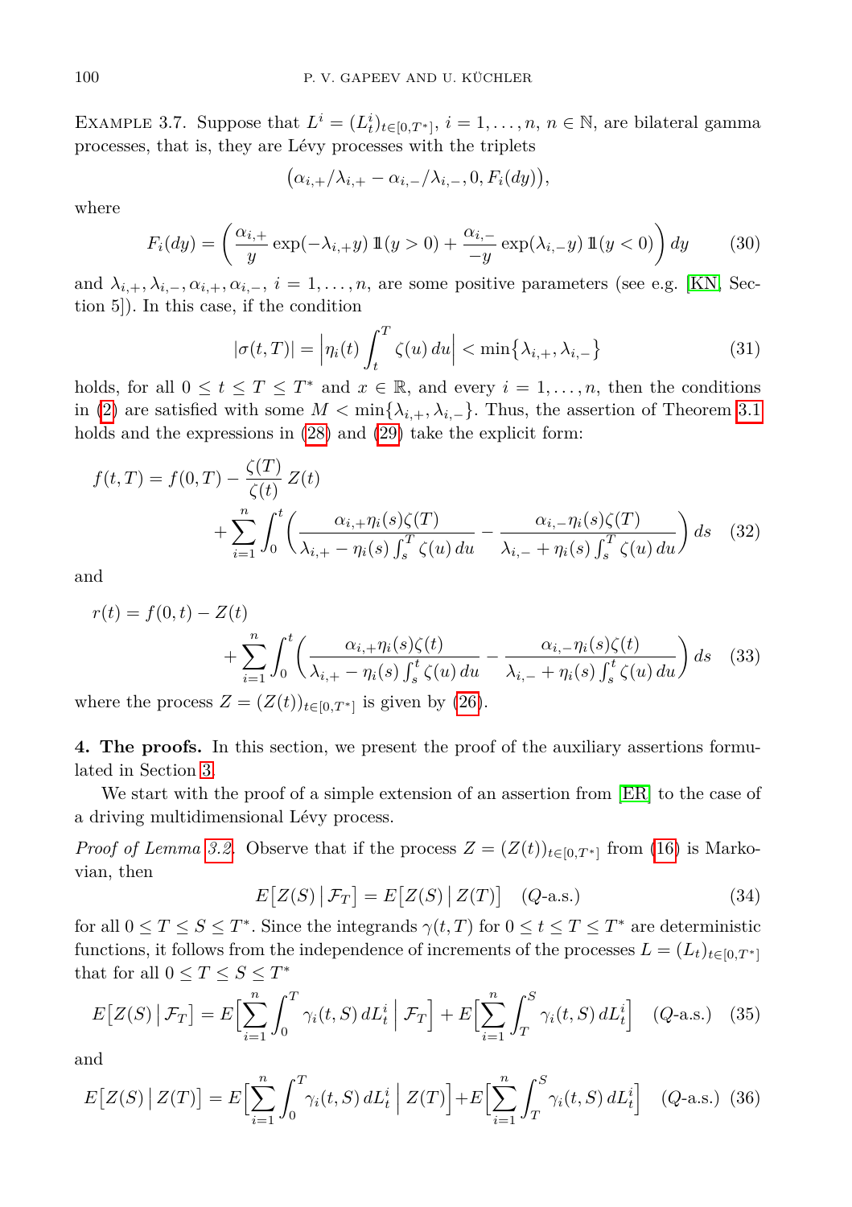Example 3.7. Suppose that $L^i = (L^i_t)_{t\in[0,T^*]}$, $i = 1,\dots,n$, $n \in \mathbb{N}$, are bilateral gamma processes, that is, they are Lévy processes with the triplets

$$\big(\alpha_{i,+}/\lambda_{i,+} - \alpha_{i,-}/\lambda_{i,-}, 0, F_i(dy)\big),$$

where

$$F_i(dy) = \left(\frac{\alpha_{i,+}}{y}\exp(-\lambda_{i,+}y)\,\mathbb{1}(y>0) + \frac{\alpha_{i,-}}{-y}\exp(\lambda_{i,-}y)\,\mathbb{1}(y<0)\right)dy \tag{30}$$

and $\lambda_{i,+}, \lambda_{i,-}, \alpha_{i,+}, \alpha_{i,-}$, $i = 1,\dots,n$, are some positive parameters (see e.g. [KN, Section 5]). In this case, if the condition

$$|\sigma(t,T)| = \left|\eta_i(t)\int_t^T \zeta(u)\,du\right| < \min\{\lambda_{i,+}, \lambda_{i,-}\} \tag{31}$$

holds, for all $0 \le t \le T \le T^*$ and $x \in \mathbb{R}$, and every $i = 1,\dots,n$, then the conditions in (2) are satisfied with some $M < \min\{\lambda_{i,+}, \lambda_{i,-}\}$. Thus, the assertion of Theorem 3.1 holds and the expressions in (28) and (29) take the explicit form:

$$\begin{aligned} f(t,T) &= f(0,T) - \frac{\zeta(T)}{\zeta(t)}\,Z(t) \\ &\quad + \sum_{i=1}^n \int_0^t \left(\frac{\alpha_{i,+}\eta_i(s)\zeta(T)}{\lambda_{i,+} - \eta_i(s)\int_s^T \zeta(u)\,du} - \frac{\alpha_{i,-}\eta_i(s)\zeta(T)}{\lambda_{i,-} + \eta_i(s)\int_s^T \zeta(u)\,du}\right)ds \end{aligned} \tag{32}$$

and

$$\begin{aligned} r(t) &= f(0,t) - Z(t) \\ &\quad + \sum_{i=1}^n \int_0^t \left(\frac{\alpha_{i,+}\eta_i(s)\zeta(t)}{\lambda_{i,+} - \eta_i(s)\int_s^t \zeta(u)\,du} - \frac{\alpha_{i,-}\eta_i(s)\zeta(t)}{\lambda_{i,-} + \eta_i(s)\int_s^t \zeta(u)\,du}\right)ds \end{aligned} \tag{33}$$

where the process $Z = (Z(t))_{t\in[0,T^*]}$ is given by (26).

**4. The proofs.** In this section, we present the proof of the auxiliary assertions formulated in Section 3.

We start with the proof of a simple extension of an assertion from [ER] to the case of a driving multidimensional Lévy process.

*Proof of Lemma 3.2.* Observe that if the process $Z = (Z(t))_{t\in[0,T^*]}$ from (16) is Markovian, then

$$E\big[Z(S)\,\big|\,\mathcal{F}_T\big] = E\big[Z(S)\,\big|\,Z(T)\big] \quad (Q\text{-a.s.}) \tag{34}$$

for all $0 \le T \le S \le T^*$. Since the integrands $\gamma(t,T)$ for $0 \le t \le T \le T^*$ are deterministic functions, it follows from the independence of increments of the processes $L = (L_t)_{t\in[0,T^*]}$ that for all $0 \le T \le S \le T^*$

$$E\big[Z(S)\,\big|\,\mathcal{F}_T\big] = E\Big[\sum_{i=1}^n \int_0^T \gamma_i(t,S)\,dL^i_t\,\Big|\,\mathcal{F}_T\Big] + E\Big[\sum_{i=1}^n \int_T^S \gamma_i(t,S)\,dL^i_t\Big] \quad (Q\text{-a.s.}) \tag{35}$$

and

$$E\big[Z(S)\,\big|\,Z(T)\big] = E\Big[\sum_{i=1}^n \int_0^T \gamma_i(t,S)\,dL^i_t\,\Big|\,Z(T)\Big] + E\Big[\sum_{i=1}^n \int_T^S \gamma_i(t,S)\,dL^i_t\Big] \quad (Q\text{-a.s.}) \tag{36}$$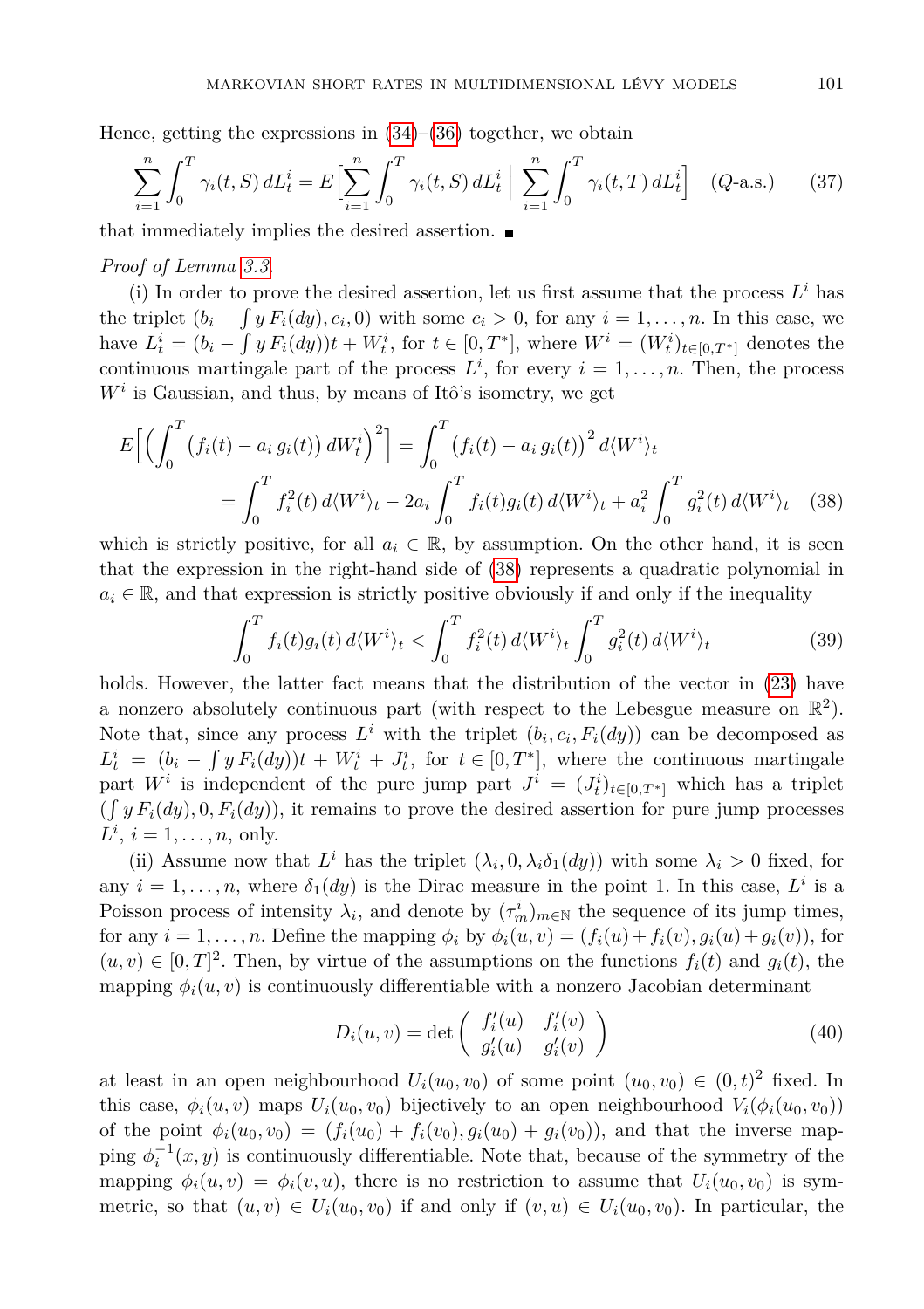Hence, getting the expressions in (34)–(36) together, we obtain

$$\sum_{i=1}^{n} \int_0^T \gamma_i(t,S)\, dL_t^i = E\Big[\sum_{i=1}^{n} \int_0^T \gamma_i(t,S)\, dL_t^i \,\Big|\, \sum_{i=1}^{n} \int_0^T \gamma_i(t,T)\, dL_t^i\Big] \quad (Q\text{-a.s.}) \tag{37}$$

that immediately implies the desired assertion. ∎

*Proof of Lemma 3.3.*

(i) In order to prove the desired assertion, let us first assume that the process $L^i$ has the triplet $(b_i - \int y\, F_i(dy), c_i, 0)$ with some $c_i > 0$, for any $i = 1, \ldots, n$. In this case, we have $L_t^i = (b_i - \int y\, F_i(dy))t + W_t^i$, for $t \in [0, T^*]$, where $W^i = (W_t^i)_{t \in [0,T^*]}$ denotes the continuous martingale part of the process $L^i$, for every $i = 1, \ldots, n$. Then, the process $W^i$ is Gaussian, and thus, by means of Itô's isometry, we get

$$\begin{aligned} E\Big[\Big(\int_0^T \big(f_i(t) - a_i\, g_i(t)\big)\, dW_t^i\Big)^2\Big] &= \int_0^T \big(f_i(t) - a_i\, g_i(t)\big)^2\, d\langle W^i\rangle_t \\ &= \int_0^T f_i^2(t)\, d\langle W^i\rangle_t - 2a_i \int_0^T f_i(t) g_i(t)\, d\langle W^i\rangle_t + a_i^2 \int_0^T g_i^2(t)\, d\langle W^i\rangle_t \end{aligned} \tag{38}$$

which is strictly positive, for all $a_i \in \mathbb{R}$, by assumption. On the other hand, it is seen that the expression in the right-hand side of (38) represents a quadratic polynomial in $a_i \in \mathbb{R}$, and that expression is strictly positive obviously if and only if the inequality

$$\int_0^T f_i(t) g_i(t)\, d\langle W^i\rangle_t < \int_0^T f_i^2(t)\, d\langle W^i\rangle_t \int_0^T g_i^2(t)\, d\langle W^i\rangle_t \tag{39}$$

holds. However, the latter fact means that the distribution of the vector in (23) have a nonzero absolutely continuous part (with respect to the Lebesgue measure on $\mathbb{R}^2$). Note that, since any process $L^i$ with the triplet $(b_i, c_i, F_i(dy))$ can be decomposed as $L_t^i = (b_i - \int y\, F_i(dy))t + W_t^i + J_t^i$, for $t \in [0, T^*]$, where the continuous martingale part $W^i$ is independent of the pure jump part $J^i = (J_t^i)_{t \in [0,T^*]}$ which has a triplet $(\int y\, F_i(dy), 0, F_i(dy))$, it remains to prove the desired assertion for pure jump processes $L^i$, $i = 1, \ldots, n$, only.

(ii) Assume now that $L^i$ has the triplet $(\lambda_i, 0, \lambda_i \delta_1(dy))$ with some $\lambda_i > 0$ fixed, for any $i = 1, \ldots, n$, where $\delta_1(dy)$ is the Dirac measure in the point 1. In this case, $L^i$ is a Poisson process of intensity $\lambda_i$, and denote by $(\tau_m^i)_{m \in \mathbb{N}}$ the sequence of its jump times, for any $i = 1, \ldots, n$. Define the mapping $\phi_i$ by $\phi_i(u,v) = (f_i(u) + f_i(v), g_i(u) + g_i(v))$, for $(u,v) \in [0,T]^2$. Then, by virtue of the assumptions on the functions $f_i(t)$ and $g_i(t)$, the mapping $\phi_i(u,v)$ is continuously differentiable with a nonzero Jacobian determinant

$$D_i(u,v) = \det \begin{pmatrix} f_i'(u) & f_i'(v) \\ g_i'(u) & g_i'(v) \end{pmatrix} \tag{40}$$

at least in an open neighbourhood $U_i(u_0, v_0)$ of some point $(u_0, v_0) \in (0,t)^2$ fixed. In this case, $\phi_i(u,v)$ maps $U_i(u_0,v_0)$ bijectively to an open neighbourhood $V_i(\phi_i(u_0,v_0))$ of the point $\phi_i(u_0,v_0) = (f_i(u_0) + f_i(v_0), g_i(u_0) + g_i(v_0))$, and that the inverse mapping $\phi_i^{-1}(x,y)$ is continuously differentiable. Note that, because of the symmetry of the mapping $\phi_i(u,v) = \phi_i(v,u)$, there is no restriction to assume that $U_i(u_0,v_0)$ is symmetric, so that $(u,v) \in U_i(u_0,v_0)$ if and only if $(v,u) \in U_i(u_0,v_0)$. In particular, the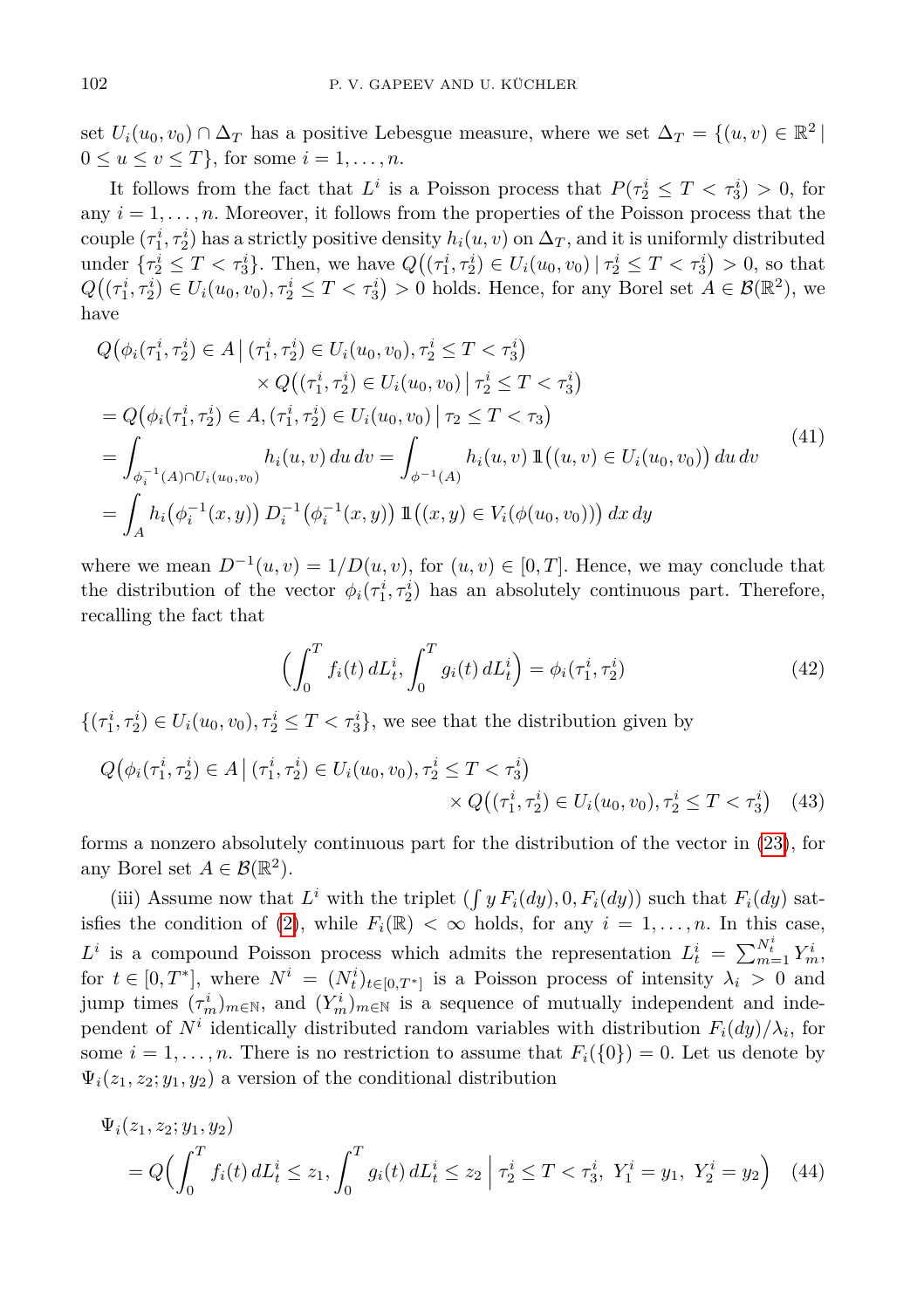set $U_i(u_0, v_0) \cap \Delta_T$ has a positive Lebesgue measure, where we set $\Delta_T = \{(u,v) \in \mathbb{R}^2 \mid 0 \le u \le v \le T\}$, for some $i = 1, \ldots, n$.

It follows from the fact that $L^i$ is a Poisson process that $P(\tau_2^i \le T < \tau_3^i) > 0$, for any $i = 1, \ldots, n$. Moreover, it follows from the properties of the Poisson process that the couple $(\tau_1^i, \tau_2^i)$ has a strictly positive density $h_i(u,v)$ on $\Delta_T$, and it is uniformly distributed under $\{\tau_2^i \le T < \tau_3^i\}$. Then, we have $Q\big((\tau_1^i, \tau_2^i) \in U_i(u_0, v_0) \mid \tau_2^i \le T < \tau_3^i\big) > 0$, so that $Q\big((\tau_1^i, \tau_2^i) \in U_i(u_0, v_0), \tau_2^i \le T < \tau_3^i\big) > 0$ holds. Hence, for any Borel set $A \in \mathcal{B}(\mathbb{R}^2)$, we have

$$
\begin{aligned}
&Q\big(\phi_i(\tau_1^i, \tau_2^i) \in A \,\big|\, (\tau_1^i, \tau_2^i) \in U_i(u_0, v_0), \tau_2^i \le T < \tau_3^i\big) \\
&\qquad\qquad \times Q\big((\tau_1^i, \tau_2^i) \in U_i(u_0, v_0) \,\big|\, \tau_2^i \le T < \tau_3^i\big) \\
&= Q\big(\phi_i(\tau_1^i, \tau_2^i) \in A, (\tau_1^i, \tau_2^i) \in U_i(u_0, v_0) \,\big|\, \tau_2 \le T < \tau_3\big) \\
&= \int_{\phi_i^{-1}(A) \cap U_i(u_0, v_0)} h_i(u,v)\, du\, dv = \int_{\phi^{-1}(A)} h_i(u,v)\, \mathbb{1}\big((u,v) \in U_i(u_0, v_0)\big)\, du\, dv \\
&= \int_A h_i\big(\phi_i^{-1}(x,y)\big)\, D_i^{-1}\big(\phi_i^{-1}(x,y)\big)\, \mathbb{1}\big((x,y) \in V_i(\phi(u_0, v_0))\big)\, dx\, dy
\end{aligned}
\tag{41}
$$

where we mean $D^{-1}(u,v) = 1/D(u,v)$, for $(u,v) \in [0,T]$. Hence, we may conclude that the distribution of the vector $\phi_i(\tau_1^i, \tau_2^i)$ has an absolutely continuous part. Therefore, recalling the fact that

$$
\Big( \int_0^T f_i(t)\, dL_t^i, \int_0^T g_i(t)\, dL_t^i \Big) = \phi_i(\tau_1^i, \tau_2^i) \tag{42}
$$

$\{(\tau_1^i, \tau_2^i) \in U_i(u_0, v_0), \tau_2^i \le T < \tau_3^i\}$, we see that the distribution given by

$$
\begin{aligned}
Q\big(\phi_i(\tau_1^i, \tau_2^i) \in A \,\big|\, (\tau_1^i, \tau_2^i) \in U_i(u_0, v_0), \tau_2^i \le T < \tau_3^i\big)& \\
\times Q\big((\tau_1^i, \tau_2^i) \in U_i(u_0, v_0), \tau_2^i \le T < \tau_3^i\big)&
\end{aligned}
\tag{43}
$$

forms a nonzero absolutely continuous part for the distribution of the vector in (23), for any Borel set $A \in \mathcal{B}(\mathbb{R}^2)$.

(iii) Assume now that $L^i$ with the triplet $(\int y\, F_i(dy), 0, F_i(dy))$ such that $F_i(dy)$ satisfies the condition of (2), while $F_i(\mathbb{R}) < \infty$ holds, for any $i = 1, \ldots, n$. In this case, $L^i$ is a compound Poisson process which admits the representation $L_t^i = \sum_{m=1}^{N_t^i} Y_m^i$, for $t \in [0, T^*]$, where $N^i = (N_t^i)_{t \in [0, T^*]}$ is a Poisson process of intensity $\lambda_i > 0$ and jump times $(\tau_m^i)_{m \in \mathbb{N}}$, and $(Y_m^i)_{m \in \mathbb{N}}$ is a sequence of mutually independent and independent of $N^i$ identically distributed random variables with distribution $F_i(dy)/\lambda_i$, for some $i = 1, \ldots, n$. There is no restriction to assume that $F_i(\{0\}) = 0$. Let us denote by $\Psi_i(z_1, z_2; y_1, y_2)$ a version of the conditional distribution

$$
\begin{aligned}
&\Psi_i(z_1, z_2; y_1, y_2) \\
&\quad = Q\Big( \int_0^T f_i(t)\, dL_t^i \le z_1, \int_0^T g_i(t)\, dL_t^i \le z_2 \,\Big|\, \tau_2^i \le T < \tau_3^i,\ Y_1^i = y_1,\ Y_2^i = y_2 \Big)
\end{aligned}
\tag{44}
$$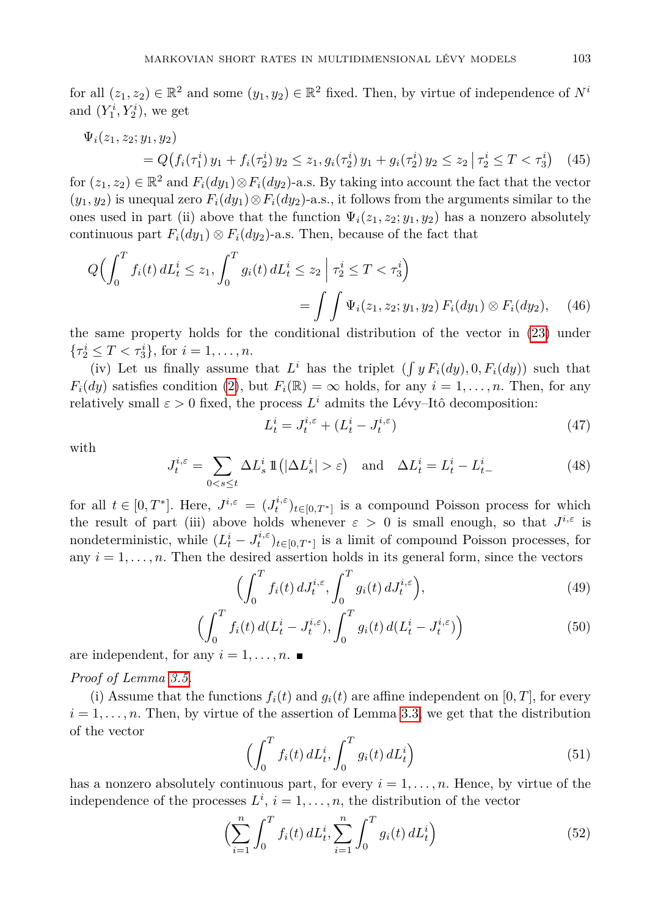for all $(z_1, z_2) \in \mathbb{R}^2$ and some $(y_1, y_2) \in \mathbb{R}^2$ fixed. Then, by virtue of independence of $N^i$ and $(Y_1^i, Y_2^i)$, we get

$$\begin{aligned} &\Psi_i(z_1, z_2; y_1, y_2) \\ &\quad = Q\big(f_i(\tau_1^i)\, y_1 + f_i(\tau_2^i)\, y_2 \le z_1, g_i(\tau_2^i)\, y_1 + g_i(\tau_2^i)\, y_2 \le z_2 \,\big|\, \tau_2^i \le T < \tau_3^i\big) \end{aligned} \tag{45}$$

for $(z_1, z_2) \in \mathbb{R}^2$ and $F_i(dy_1) \otimes F_i(dy_2)$-a.s. By taking into account the fact that the vector $(y_1, y_2)$ is unequal zero $F_i(dy_1) \otimes F_i(dy_2)$-a.s., it follows from the arguments similar to the ones used in part (ii) above that the function $\Psi_i(z_1, z_2; y_1, y_2)$ has a nonzero absolutely continuous part $F_i(dy_1) \otimes F_i(dy_2)$-a.s. Then, because of the fact that

$$\begin{aligned} Q\Big(\int_0^T f_i(t)\, dL_t^i \le z_1, \int_0^T g_i(t)\, dL_t^i \le z_2 \,\Big|\, \tau_2^i \le T < \tau_3^i\Big) \\ = \int\int \Psi_i(z_1, z_2; y_1, y_2)\, F_i(dy_1) \otimes F_i(dy_2), \end{aligned} \tag{46}$$

the same property holds for the conditional distribution of the vector in (23) under $\{\tau_2^i \le T < \tau_3^i\}$, for $i = 1, \ldots, n$.

(iv) Let us finally assume that $L^i$ has the triplet $(\int y\, F_i(dy), 0, F_i(dy))$ such that $F_i(dy)$ satisfies condition (2), but $F_i(\mathbb{R}) = \infty$ holds, for any $i = 1, \ldots, n$. Then, for any relatively small $\varepsilon > 0$ fixed, the process $L^i$ admits the Lévy–Itô decomposition:

$$L_t^i = J_t^{i,\varepsilon} + (L_t^i - J_t^{i,\varepsilon}) \tag{47}$$

with

$$J_t^{i,\varepsilon} = \sum_{0 < s \le t} \Delta L_s^i\, \mathbb{1}\big(|\Delta L_s^i| > \varepsilon\big) \quad \text{and} \quad \Delta L_t^i = L_t^i - L_{t-}^i \tag{48}$$

for all $t \in [0, T^*]$. Here, $J^{i,\varepsilon} = (J_t^{i,\varepsilon})_{t \in [0,T^*]}$ is a compound Poisson process for which the result of part (iii) above holds whenever $\varepsilon > 0$ is small enough, so that $J^{i,\varepsilon}$ is nondeterministic, while $(L_t^i - J_t^{i,\varepsilon})_{t \in [0,T^*]}$ is a limit of compound Poisson processes, for any $i = 1, \ldots, n$. Then the desired assertion holds in its general form, since the vectors

$$\Big(\int_0^T f_i(t)\, dJ_t^{i,\varepsilon}, \int_0^T g_i(t)\, dJ_t^{i,\varepsilon}\Big), \tag{49}$$

$$\Big(\int_0^T f_i(t)\, d(L_t^i - J_t^{i,\varepsilon}), \int_0^T g_i(t)\, d(L_t^i - J_t^{i,\varepsilon})\Big) \tag{50}$$

are independent, for any $i = 1, \ldots, n$. ∎

*Proof of Lemma 3.5.*

(i) Assume that the functions $f_i(t)$ and $g_i(t)$ are affine independent on $[0, T]$, for every $i = 1, \ldots, n$. Then, by virtue of the assertion of Lemma 3.3, we get that the distribution of the vector

$$\Big(\int_0^T f_i(t)\, dL_t^i, \int_0^T g_i(t)\, dL_t^i\Big) \tag{51}$$

has a nonzero absolutely continuous part, for every $i = 1, \ldots, n$. Hence, by virtue of the independence of the processes $L^i$, $i = 1, \ldots, n$, the distribution of the vector

$$\Big(\sum_{i=1}^n \int_0^T f_i(t)\, dL_t^i, \sum_{i=1}^n \int_0^T g_i(t)\, dL_t^i\Big) \tag{52}$$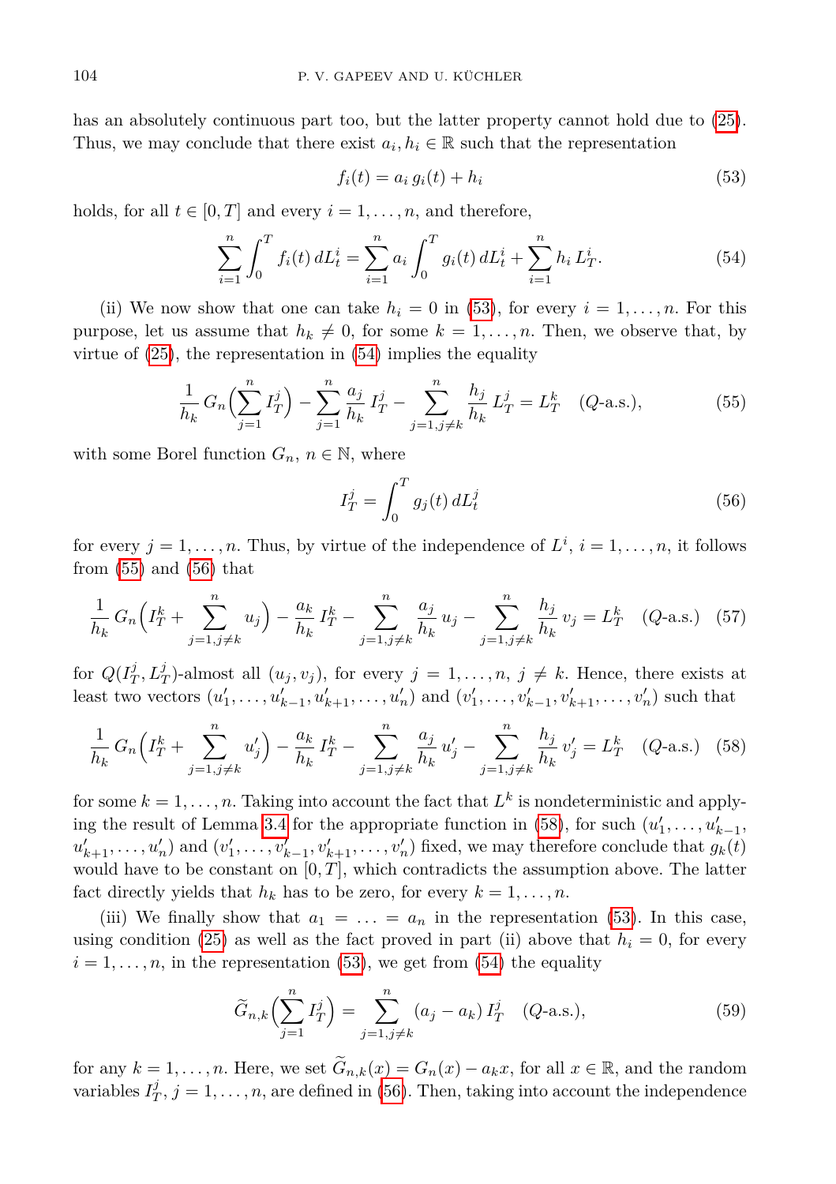has an absolutely continuous part too, but the latter property cannot hold due to (25). Thus, we may conclude that there exist $a_i, h_i \in \mathbb{R}$ such that the representation

$$f_i(t) = a_i\, g_i(t) + h_i \tag{53}$$

holds, for all $t \in [0,T]$ and every $i = 1, \ldots, n$, and therefore,

$$\sum_{i=1}^{n} \int_0^T f_i(t)\, dL_t^i = \sum_{i=1}^{n} a_i \int_0^T g_i(t)\, dL_t^i + \sum_{i=1}^{n} h_i\, L_T^i. \tag{54}$$

(ii) We now show that one can take $h_i = 0$ in (53), for every $i = 1, \ldots, n$. For this purpose, let us assume that $h_k \neq 0$, for some $k = 1, \ldots, n$. Then, we observe that, by virtue of (25), the representation in (54) implies the equality

$$\frac{1}{h_k}\, G_n\Big(\sum_{j=1}^{n} I_T^j\Big) - \sum_{j=1}^{n} \frac{a_j}{h_k}\, I_T^j - \sum_{j=1, j\neq k}^{n} \frac{h_j}{h_k}\, L_T^j = L_T^k \quad (Q\text{-a.s.}), \tag{55}$$

with some Borel function $G_n$, $n \in \mathbb{N}$, where

$$I_T^j = \int_0^T g_j(t)\, dL_t^j \tag{56}$$

for every $j = 1, \ldots, n$. Thus, by virtue of the independence of $L^i$, $i = 1, \ldots, n$, it follows from (55) and (56) that

$$\frac{1}{h_k}\, G_n\Big(I_T^k + \sum_{j=1, j\neq k}^{n} u_j\Big) - \frac{a_k}{h_k}\, I_T^k - \sum_{j=1, j\neq k}^{n} \frac{a_j}{h_k}\, u_j - \sum_{j=1, j\neq k}^{n} \frac{h_j}{h_k}\, v_j = L_T^k \quad (Q\text{-a.s.}) \tag{57}$$

for $Q(I_T^j, L_T^j)$-almost all $(u_j, v_j)$, for every $j = 1, \ldots, n$, $j \neq k$. Hence, there exists at least two vectors $(u_1', \ldots, u_{k-1}', u_{k+1}', \ldots, u_n')$ and $(v_1', \ldots, v_{k-1}', v_{k+1}', \ldots, v_n')$ such that

$$\frac{1}{h_k}\, G_n\Big(I_T^k + \sum_{j=1, j\neq k}^{n} u_j'\Big) - \frac{a_k}{h_k}\, I_T^k - \sum_{j=1, j\neq k}^{n} \frac{a_j}{h_k}\, u_j' - \sum_{j=1, j\neq k}^{n} \frac{h_j}{h_k}\, v_j' = L_T^k \quad (Q\text{-a.s.}) \tag{58}$$

for some $k = 1, \ldots, n$. Taking into account the fact that $L^k$ is nondeterministic and applying the result of Lemma 3.4 for the appropriate function in (58), for such $(u_1', \ldots, u_{k-1}', u_{k+1}', \ldots, u_n')$ and $(v_1', \ldots, v_{k-1}', v_{k+1}', \ldots, v_n')$ fixed, we may therefore conclude that $g_k(t)$ would have to be constant on $[0,T]$, which contradicts the assumption above. The latter fact directly yields that $h_k$ has to be zero, for every $k = 1, \ldots, n$.

(iii) We finally show that $a_1 = \ldots = a_n$ in the representation (53). In this case, using condition (25) as well as the fact proved in part (ii) above that $h_i = 0$, for every $i = 1, \ldots, n$, in the representation (53), we get from (54) the equality

$$\widetilde{G}_{n,k}\Big(\sum_{j=1}^{n} I_T^j\Big) = \sum_{j=1, j\neq k}^{n} (a_j - a_k)\, I_T^j \quad (Q\text{-a.s.}), \tag{59}$$

for any $k = 1, \ldots, n$. Here, we set $\widetilde{G}_{n,k}(x) = G_n(x) - a_k x$, for all $x \in \mathbb{R}$, and the random variables $I_T^j$, $j = 1, \ldots, n$, are defined in (56). Then, taking into account the independence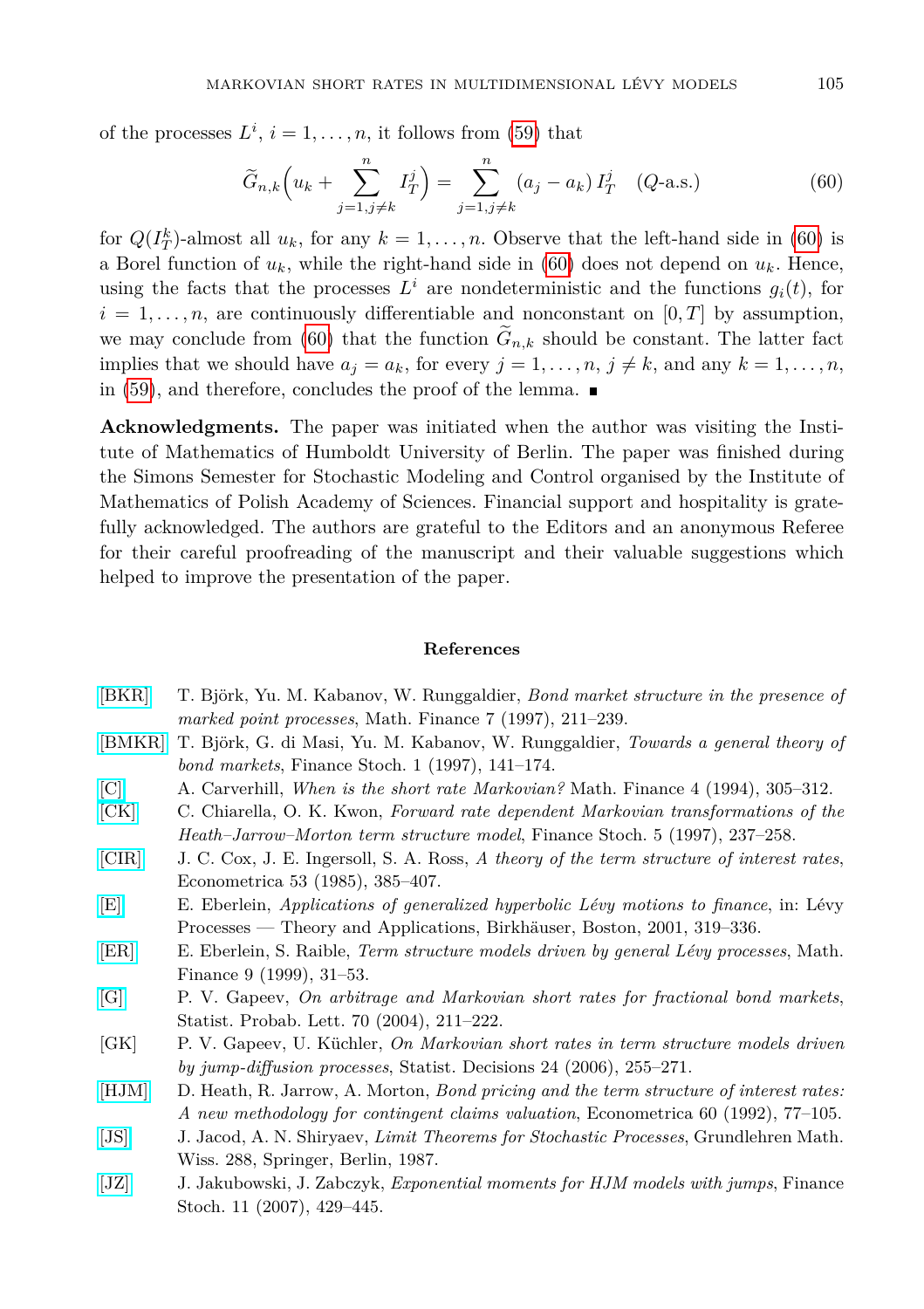of the processes $L^i$, $i = 1, \dots, n$, it follows from (59) that

$$\widetilde{G}_{n,k}\Big(u_k + \sum_{j=1, j\neq k}^{n} I_T^j\Big) = \sum_{j=1, j\neq k}^{n} (a_j - a_k)\, I_T^j \quad (Q\text{-a.s.}) \tag{60}$$

for $Q(I_T^k)$-almost all $u_k$, for any $k = 1, \dots, n$. Observe that the left-hand side in (60) is a Borel function of $u_k$, while the right-hand side in (60) does not depend on $u_k$. Hence, using the facts that the processes $L^i$ are nondeterministic and the functions $g_i(t)$, for $i = 1, \dots, n$, are continuously differentiable and nonconstant on $[0, T]$ by assumption, we may conclude from (60) that the function $\widetilde{G}_{n,k}$ should be constant. The latter fact implies that we should have $a_j = a_k$, for every $j = 1, \dots, n$, $j \neq k$, and any $k = 1, \dots, n$, in (59), and therefore, concludes the proof of the lemma. ∎

**Acknowledgments.** The paper was initiated when the author was visiting the Institute of Mathematics of Humboldt University of Berlin. The paper was finished during the Simons Semester for Stochastic Modeling and Control organised by the Institute of Mathematics of Polish Academy of Sciences. Financial support and hospitality is gratefully acknowledged. The authors are grateful to the Editors and an anonymous Referee for their careful proofreading of the manuscript and their valuable suggestions which helped to improve the presentation of the paper.

## References

- [BKR] T. Björk, Yu. M. Kabanov, W. Runggaldier, *Bond market structure in the presence of marked point processes*, Math. Finance 7 (1997), 211–239.
- [BMKR] T. Björk, G. di Masi, Yu. M. Kabanov, W. Runggaldier, *Towards a general theory of bond markets*, Finance Stoch. 1 (1997), 141–174.
- [C] A. Carverhill, *When is the short rate Markovian?* Math. Finance 4 (1994), 305–312.
- [CK] C. Chiarella, O. K. Kwon, *Forward rate dependent Markovian transformations of the Heath–Jarrow–Morton term structure model*, Finance Stoch. 5 (1997), 237–258.
- [CIR] J. C. Cox, J. E. Ingersoll, S. A. Ross, *A theory of the term structure of interest rates*, Econometrica 53 (1985), 385–407.
- [E] E. Eberlein, *Applications of generalized hyperbolic Lévy motions to finance*, in: Lévy Processes — Theory and Applications, Birkhäuser, Boston, 2001, 319–336.
- [ER] E. Eberlein, S. Raible, *Term structure models driven by general Lévy processes*, Math. Finance 9 (1999), 31–53.
- [G] P. V. Gapeev, *On arbitrage and Markovian short rates for fractional bond markets*, Statist. Probab. Lett. 70 (2004), 211–222.
- [GK] P. V. Gapeev, U. Küchler, *On Markovian short rates in term structure models driven by jump-diffusion processes*, Statist. Decisions 24 (2006), 255–271.
- [HJM] D. Heath, R. Jarrow, A. Morton, *Bond pricing and the term structure of interest rates: A new methodology for contingent claims valuation*, Econometrica 60 (1992), 77–105.
- [JS] J. Jacod, A. N. Shiryaev, *Limit Theorems for Stochastic Processes*, Grundlehren Math. Wiss. 288, Springer, Berlin, 1987.
- [JZ] J. Jakubowski, J. Zabczyk, *Exponential moments for HJM models with jumps*, Finance Stoch. 11 (2007), 429–445.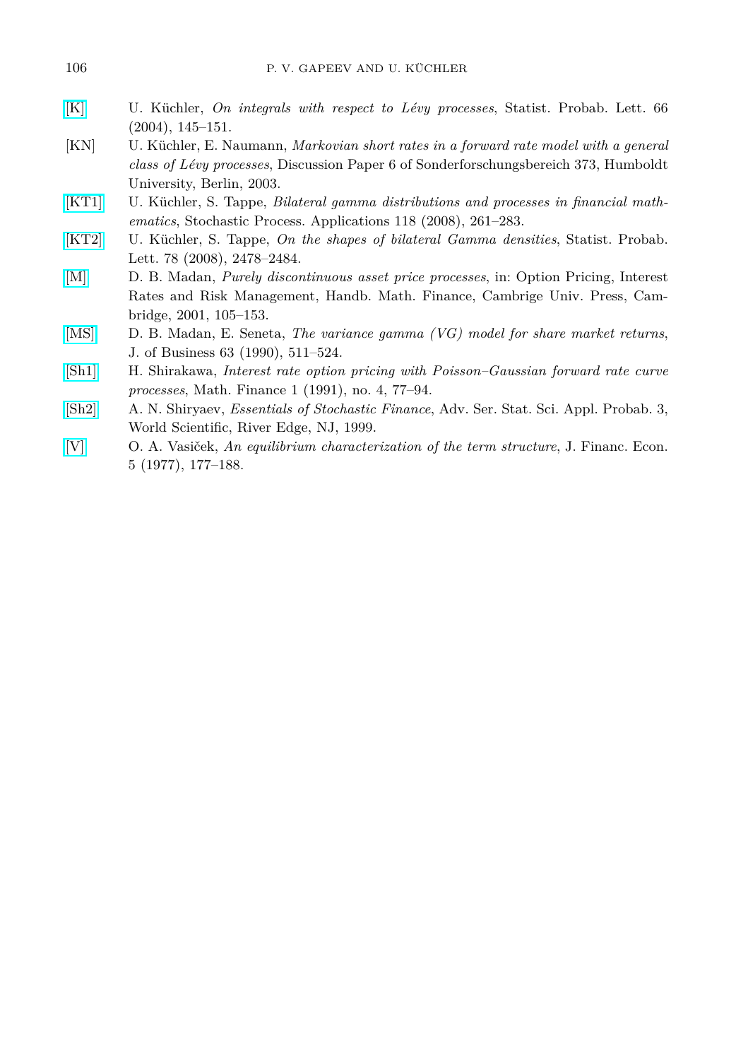[K] U. Küchler, *On integrals with respect to Lévy processes*, Statist. Probab. Lett. 66 (2004), 145–151.

[KN] U. Küchler, E. Naumann, *Markovian short rates in a forward rate model with a general class of Lévy processes*, Discussion Paper 6 of Sonderforschungsbereich 373, Humboldt University, Berlin, 2003.

[KT1] U. Küchler, S. Tappe, *Bilateral gamma distributions and processes in financial mathematics*, Stochastic Process. Applications 118 (2008), 261–283.

[KT2] U. Küchler, S. Tappe, *On the shapes of bilateral Gamma densities*, Statist. Probab. Lett. 78 (2008), 2478–2484.

[M] D. B. Madan, *Purely discontinuous asset price processes*, in: Option Pricing, Interest Rates and Risk Management, Handb. Math. Finance, Cambrige Univ. Press, Cambridge, 2001, 105–153.

[MS] D. B. Madan, E. Seneta, *The variance gamma (VG) model for share market returns*, J. of Business 63 (1990), 511–524.

[Sh1] H. Shirakawa, *Interest rate option pricing with Poisson–Gaussian forward rate curve processes*, Math. Finance 1 (1991), no. 4, 77–94.

[Sh2] A. N. Shiryaev, *Essentials of Stochastic Finance*, Adv. Ser. Stat. Sci. Appl. Probab. 3, World Scientific, River Edge, NJ, 1999.

[V] O. A. Vasiček, *An equilibrium characterization of the term structure*, J. Financ. Econ. 5 (1977), 177–188.